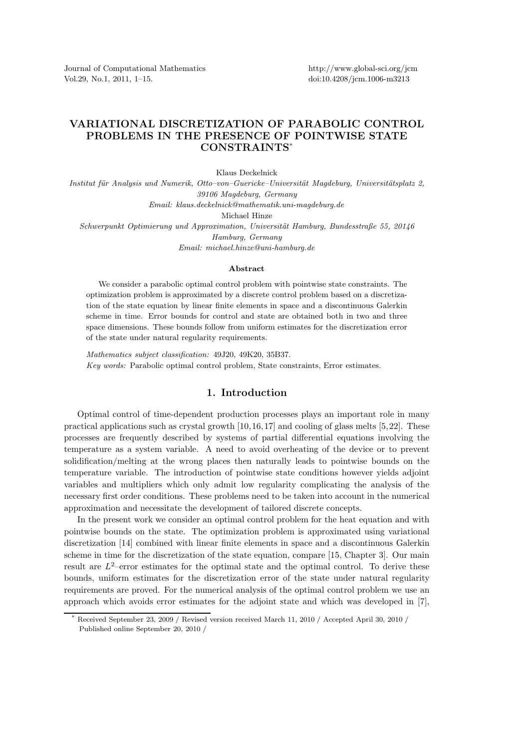# VARIATIONAL DISCRETIZATION OF PARABOLIC CONTROL PROBLEMS IN THE PRESENCE OF POINTWISE STATE CONSTRAINTS*

Klaus Deckelnick

*Institut für Analysis und Numerik, Otto–von–Guericke–Universität Magdeburg, Universitätsplatz 2, 39106 Magdeburg, Germany*

*Email: klaus.deckelnick@mathematik.uni-magdeburg.de*

Michael Hinze

*Schwerpunkt Optimierung und Approximation, Universität Hamburg, Bundesstraße 55, 20146 Hamburg, Germany*

*Email: michael.hinze@uni-hamburg.de*

## Abstract

We consider a parabolic optimal control problem with pointwise state constraints. The optimization problem is approximated by a discrete control problem based on a discretization of the state equation by linear finite elements in space and a discontinuous Galerkin scheme in time. Error bounds for control and state are obtained both in two and three space dimensions. These bounds follow from uniform estimates for the discretization error of the state under natural regularity requirements.

*Mathematics subject classification:* 49J20, 49K20, 35B37.

*Key words:* Parabolic optimal control problem, State constraints, Error estimates.

## 1. Introduction

Optimal control of time-dependent production processes plays an important role in many practical applications such as crystal growth [10,16,17] and cooling of glass melts [5,22]. These processes are frequently described by systems of partial differential equations involving the temperature as a system variable. A need to avoid overheating of the device or to prevent solidification/melting at the wrong places then naturally leads to pointwise bounds on the temperature variable. The introduction of pointwise state conditions however yields adjoint variables and multipliers which only admit low regularity complicating the analysis of the necessary first order conditions. These problems need to be taken into account in the numerical approximation and necessitate the development of tailored discrete concepts.

In the present work we consider an optimal control problem for the heat equation and with pointwise bounds on the state. The optimization problem is approximated using variational discretization [14] combined with linear finite elements in space and a discontinuous Galerkin scheme in time for the discretization of the state equation, compare [15, Chapter 3]. Our main result are $L^2$–error estimates for the optimal state and the optimal control. To derive these bounds, uniform estimates for the discretization error of the state under natural regularity requirements are proved. For the numerical analysis of the optimal control problem we use an approach which avoids error estimates for the adjoint state and which was developed in [7],

* Received September 23, 2009 / Revised version received March 11, 2010 / Accepted April 30, 2010 / Published online September 20, 2010 /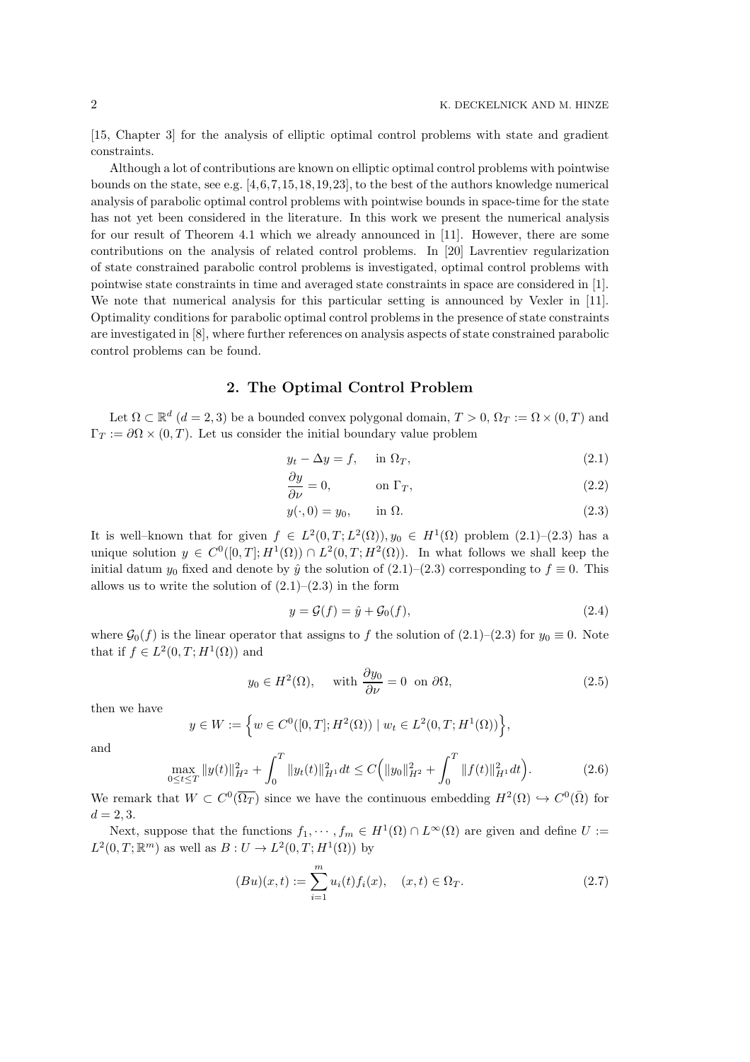[15, Chapter 3] for the analysis of elliptic optimal control problems with state and gradient constraints.

Although a lot of contributions are known on elliptic optimal control problems with pointwise bounds on the state, see e.g. [4,6,7,15,18,19,23], to the best of the authors knowledge numerical analysis of parabolic optimal control problems with pointwise bounds in space-time for the state has not yet been considered in the literature. In this work we present the numerical analysis for our result of Theorem 4.1 which we already announced in [11]. However, there are some contributions on the analysis of related control problems. In [20] Lavrentiev regularization of state constrained parabolic control problems is investigated, optimal control problems with pointwise state constraints in time and averaged state constraints in space are considered in [1]. We note that numerical analysis for this particular setting is announced by Vexler in [11]. Optimality conditions for parabolic optimal control problems in the presence of state constraints are investigated in [8], where further references on analysis aspects of state constrained parabolic control problems can be found.

## 2. The Optimal Control Problem

Let $\Omega \subset \mathbb{R}^d$ ($d = 2, 3$) be a bounded convex polygonal domain, $T > 0$, $\Omega_T := \Omega \times (0, T)$ and $\Gamma_T := \partial\Omega \times (0, T)$. Let us consider the initial boundary value problem

$$y_t - \Delta y = f, \quad \text{in } \Omega_T, \tag{2.1}$$

$$\frac{\partial y}{\partial \nu} = 0, \quad \text{on } \Gamma_T, \tag{2.2}$$

$$y(\cdot, 0) = y_0, \quad \text{in } \Omega. \tag{2.3}$$

It is well–known that for given $f \in L^2(0, T; L^2(\Omega)), y_0 \in H^1(\Omega)$ problem (2.1)–(2.3) has a unique solution $y \in C^0([0, T]; H^1(\Omega)) \cap L^2(0, T; H^2(\Omega))$. In what follows we shall keep the initial datum $y_0$ fixed and denote by $\hat{y}$ the solution of (2.1)–(2.3) corresponding to $f \equiv 0$. This allows us to write the solution of (2.1)–(2.3) in the form

$$y = \mathcal{G}(f) = \hat{y} + \mathcal{G}_0(f), \tag{2.4}$$

where $\mathcal{G}_0(f)$ is the linear operator that assigns to $f$ the solution of (2.1)–(2.3) for $y_0 \equiv 0$. Note that if $f \in L^2(0, T; H^1(\Omega))$ and

$$y_0 \in H^2(\Omega), \quad \text{with } \frac{\partial y_0}{\partial \nu} = 0 \text{ on } \partial\Omega, \tag{2.5}$$

then we have

$$y \in W := \Big\{ w \in C^0([0, T]; H^2(\Omega)) \mid w_t \in L^2(0, T; H^1(\Omega)) \Big\},$$

and

$$\max_{0 \le t \le T} \|y(t)\|^2_{H^2} + \int_0^T \|y_t(t)\|^2_{H^1} dt \le C\Big( \|y_0\|^2_{H^2} + \int_0^T \|f(t)\|^2_{H^1} dt \Big). \tag{2.6}$$

We remark that $W \subset C^0(\overline{\Omega_T})$ since we have the continuous embedding $H^2(\Omega) \hookrightarrow C^0(\bar{\Omega})$ for $d = 2, 3$.

Next, suppose that the functions $f_1, \cdots, f_m \in H^1(\Omega) \cap L^\infty(\Omega)$ are given and define $U := L^2(0, T; \mathbb{R}^m)$ as well as $B : U \to L^2(0, T; H^1(\Omega))$ by

$$(Bu)(x, t) := \sum_{i=1}^m u_i(t) f_i(x), \quad (x, t) \in \Omega_T. \tag{2.7}$$